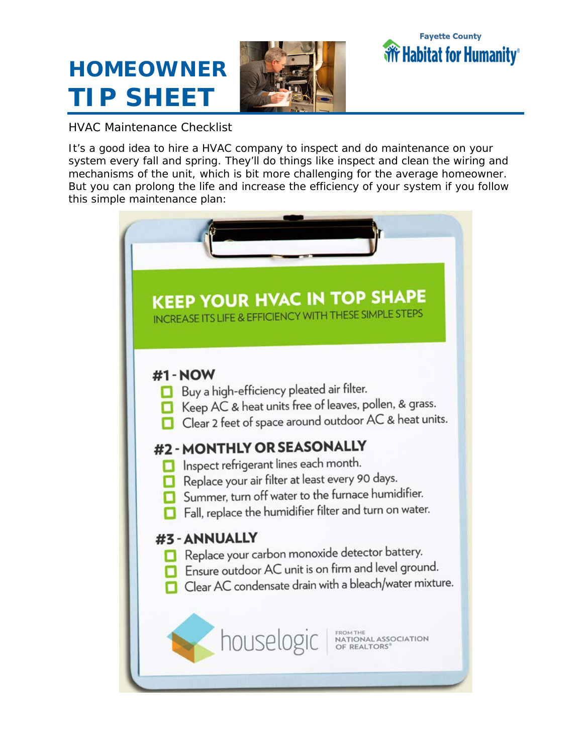# HOMEOWNER TIP SHEET

Fayette County Habitat for Humanity

HVAC Maintenance Checklist

It's a good idea to hire a HVAC company to inspect and do maintenance on your system every fall and spring. They'll do things like inspect and clean the wiring and mechanisms of the unit, which is bit more challenging for the average homeowner. But you can prolong the life and increase the efficiency of your system if you follow this simple maintenance plan:

## KEEP YOUR HVAC IN TOP SHAPE

INCREASE ITS LIFE & EFFICIENCY WITH THESE SIMPLE STEPS

### #1 - NOW

- ☐ Buy a high-efficiency pleated air filter.
- ☐ Keep AC & heat units free of leaves, pollen, & grass.
- ☐ Clear 2 feet of space around outdoor AC & heat units.

### #2 - MONTHLY OR SEASONALLY

- ☐ Inspect refrigerant lines each month.
- ☐ Replace your air filter at least every 90 days.
- ☐ Summer, turn off water to the furnace humidifier.
- ☐ Fall, replace the humidifier filter and turn on water.

### #3 - ANNUALLY

- ☐ Replace your carbon monoxide detector battery.
- ☐ Ensure outdoor AC unit is on firm and level ground.
- ☐ Clear AC condensate drain with a bleach/water mixture.

houselogic | FROM THE NATIONAL ASSOCIATION OF REALTORS®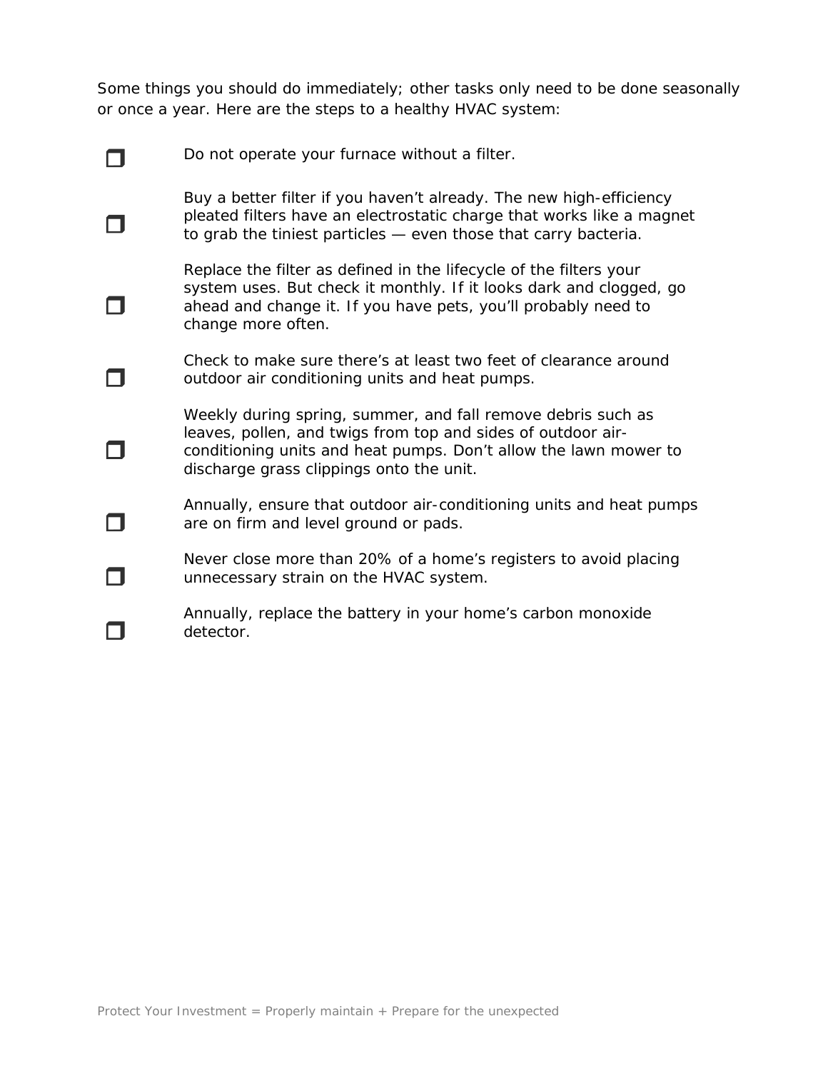Some things you should do immediately; other tasks only need to be done seasonally or once a year. Here are the steps to a healthy HVAC system:

- [ ] Do not operate your furnace without a filter.
- [ ] Buy a better filter if you haven’t already. The new high-efficiency pleated filters have an electrostatic charge that works like a magnet to grab the tiniest particles — even those that carry bacteria.
- [ ] Replace the filter as defined in the lifecycle of the filters your system uses. But check it monthly. If it looks dark and clogged, go ahead and change it. If you have pets, you’ll probably need to change more often.
- [ ] Check to make sure there’s at least two feet of clearance around outdoor air conditioning units and heat pumps.
- [ ] Weekly during spring, summer, and fall remove debris such as leaves, pollen, and twigs from top and sides of outdoor air-conditioning units and heat pumps. Don’t allow the lawn mower to discharge grass clippings onto the unit.
- [ ] Annually, ensure that outdoor air-conditioning units and heat pumps are on firm and level ground or pads.
- [ ] Never close more than 20% of a home’s registers to avoid placing unnecessary strain on the HVAC system.
- [ ] Annually, replace the battery in your home’s carbon monoxide detector.